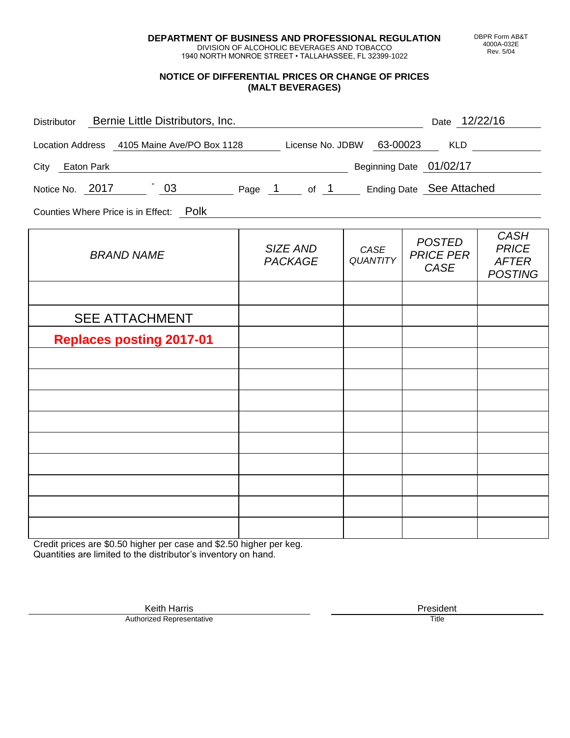**DEPARTMENT OF BUSINESS AND PROFESSIONAL REGULATION**
DIVISION OF ALCOHOLIC BEVERAGES AND TOBACCO
1940 NORTH MONROE STREET • TALLAHASSEE, FL 32399-1022

DBPR Form AB&T 4000A-032E Rev. 5/04

## NOTICE OF DIFFERENTIAL PRICES OR CHANGE OF PRICES (MALT BEVERAGES)

Distributor: Bernie Little Distributors, Inc. Date: 12/22/16

Location Address: 4105 Maine Ave/PO Box 1128 License No. JDBW: 63-00023 KLD:

City: Eaton Park Beginning Date: 01/02/17

Notice No. 2017 - 03 Page 1 of 1 Ending Date: See Attached

Counties Where Price is in Effect: Polk

| *BRAND NAME* | *SIZE AND PACKAGE* | *CASE QUANTITY* | *POSTED PRICE PER CASE* | *CASH PRICE AFTER POSTING* |
|---|---|---|---|---|
| | | | | |
| SEE ATTACHMENT | | | | |
| **Replaces posting 2017-01** | | | | |
| | | | | |
| | | | | |
| | | | | |
| | | | | |
| | | | | |
| | | | | |
| | | | | |
| | | | | |
| | | | | |

Credit prices are $0.50 higher per case and $2.50 higher per keg.
Quantities are limited to the distributor's inventory on hand.

Keith Harris
Authorized Representative

President
Title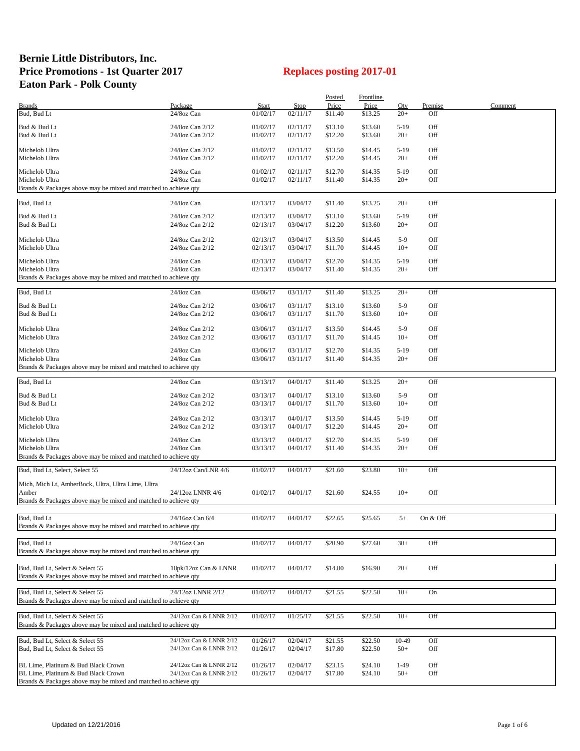# Bernie Little Distributors, Inc.
# Price Promotions - 1st Quarter 2017
# Eaton Park - Polk County

## Replaces posting 2017-01

| Brands | Package | Start | Stop | Posted Price | Frontline Price | Qty | Premise | Comment |
|---|---|---|---|---|---|---|---|---|
| Bud, Bud Lt | 24/8oz Can | 01/02/17 | 02/11/17 | $11.40 | $13.25 | 20+ | Off | |
| Bud & Bud Lt | 24/8oz Can 2/12 | 01/02/17 | 02/11/17 | $13.10 | $13.60 | 5-19 | Off | |
| Bud & Bud Lt | 24/8oz Can 2/12 | 01/02/17 | 02/11/17 | $12.20 | $13.60 | 20+ | Off | |
| Michelob Ultra | 24/8oz Can 2/12 | 01/02/17 | 02/11/17 | $13.50 | $14.45 | 5-19 | Off | |
| Michelob Ultra | 24/8oz Can 2/12 | 01/02/17 | 02/11/17 | $12.20 | $14.45 | 20+ | Off | |
| Michelob Ultra | 24/8oz Can | 01/02/17 | 02/11/17 | $12.70 | $14.35 | 5-19 | Off | |
| Michelob Ultra | 24/8oz Can | 01/02/17 | 02/11/17 | $11.40 | $14.35 | 20+ | Off | |
| Brands & Packages above may be mixed and matched to achieve qty | | | | | | | | |
| Bud, Bud Lt | 24/8oz Can | 02/13/17 | 03/04/17 | $11.40 | $13.25 | 20+ | Off | |
| Bud & Bud Lt | 24/8oz Can 2/12 | 02/13/17 | 03/04/17 | $13.10 | $13.60 | 5-19 | Off | |
| Bud & Bud Lt | 24/8oz Can 2/12 | 02/13/17 | 03/04/17 | $12.20 | $13.60 | 20+ | Off | |
| Michelob Ultra | 24/8oz Can 2/12 | 02/13/17 | 03/04/17 | $13.50 | $14.45 | 5-9 | Off | |
| Michelob Ultra | 24/8oz Can 2/12 | 02/13/17 | 03/04/17 | $11.70 | $14.45 | 10+ | Off | |
| Michelob Ultra | 24/8oz Can | 02/13/17 | 03/04/17 | $12.70 | $14.35 | 5-19 | Off | |
| Michelob Ultra | 24/8oz Can | 02/13/17 | 03/04/17 | $11.40 | $14.35 | 20+ | Off | |
| Brands & Packages above may be mixed and matched to achieve qty | | | | | | | | |
| Bud, Bud Lt | 24/8oz Can | 03/06/17 | 03/11/17 | $11.40 | $13.25 | 20+ | Off | |
| Bud & Bud Lt | 24/8oz Can 2/12 | 03/06/17 | 03/11/17 | $13.10 | $13.60 | 5-9 | Off | |
| Bud & Bud Lt | 24/8oz Can 2/12 | 03/06/17 | 03/11/17 | $11.70 | $13.60 | 10+ | Off | |
| Michelob Ultra | 24/8oz Can 2/12 | 03/06/17 | 03/11/17 | $13.50 | $14.45 | 5-9 | Off | |
| Michelob Ultra | 24/8oz Can 2/12 | 03/06/17 | 03/11/17 | $11.70 | $14.45 | 10+ | Off | |
| Michelob Ultra | 24/8oz Can | 03/06/17 | 03/11/17 | $12.70 | $14.35 | 5-19 | Off | |
| Michelob Ultra | 24/8oz Can | 03/06/17 | 03/11/17 | $11.40 | $14.35 | 20+ | Off | |
| Brands & Packages above may be mixed and matched to achieve qty | | | | | | | | |
| Bud, Bud Lt | 24/8oz Can | 03/13/17 | 04/01/17 | $11.40 | $13.25 | 20+ | Off | |
| Bud & Bud Lt | 24/8oz Can 2/12 | 03/13/17 | 04/01/17 | $13.10 | $13.60 | 5-9 | Off | |
| Bud & Bud Lt | 24/8oz Can 2/12 | 03/13/17 | 04/01/17 | $11.70 | $13.60 | 10+ | Off | |
| Michelob Ultra | 24/8oz Can 2/12 | 03/13/17 | 04/01/17 | $13.50 | $14.45 | 5-19 | Off | |
| Michelob Ultra | 24/8oz Can 2/12 | 03/13/17 | 04/01/17 | $12.20 | $14.45 | 20+ | Off | |
| Michelob Ultra | 24/8oz Can | 03/13/17 | 04/01/17 | $12.70 | $14.35 | 5-19 | Off | |
| Michelob Ultra | 24/8oz Can | 03/13/17 | 04/01/17 | $11.40 | $14.35 | 20+ | Off | |
| Brands & Packages above may be mixed and matched to achieve qty | | | | | | | | |
| Bud, Bud Lt, Select, Select 55 | 24/12oz Can/LNR 4/6 | 01/02/17 | 04/01/17 | $21.60 | $23.80 | 10+ | Off | |
| Mich, Mich Lt, AmberBock, Ultra, Ultra Lime, Ultra Amber | 24/12oz LNNR 4/6 | 01/02/17 | 04/01/17 | $21.60 | $24.55 | 10+ | Off | |
| Brands & Packages above may be mixed and matched to achieve qty | | | | | | | | |
| Bud, Bud Lt | 24/16oz Can 6/4 | 01/02/17 | 04/01/17 | $22.65 | $25.65 | 5+ | On & Off | |
| Brands & Packages above may be mixed and matched to achieve qty | | | | | | | | |
| Bud, Bud Lt | 24/16oz Can | 01/02/17 | 04/01/17 | $20.90 | $27.60 | 30+ | Off | |
| Brands & Packages above may be mixed and matched to achieve qty | | | | | | | | |
| Bud, Bud Lt, Select & Select 55 | 18pk/12oz Can & LNNR | 01/02/17 | 04/01/17 | $14.80 | $16.90 | 20+ | Off | |
| Brands & Packages above may be mixed and matched to achieve qty | | | | | | | | |
| Bud, Bud Lt, Select & Select 55 | 24/12oz LNNR 2/12 | 01/02/17 | 04/01/17 | $21.55 | $22.50 | 10+ | On | |
| Brands & Packages above may be mixed and matched to achieve qty | | | | | | | | |
| Bud, Bud Lt, Select & Select 55 | 24/12oz Can & LNNR 2/12 | 01/02/17 | 01/25/17 | $21.55 | $22.50 | 10+ | Off | |
| Brands & Packages above may be mixed and matched to achieve qty | | | | | | | | |
| Bud, Bud Lt, Select & Select 55 | 24/12oz Can & LNNR 2/12 | 01/26/17 | 02/04/17 | $21.55 | $22.50 | 10-49 | Off | |
| Bud, Bud Lt, Select & Select 55 | 24/12oz Can & LNNR 2/12 | 01/26/17 | 02/04/17 | $17.80 | $22.50 | 50+ | Off | |
| BL Lime, Platinum & Bud Black Crown | 24/12oz Can & LNNR 2/12 | 01/26/17 | 02/04/17 | $23.15 | $24.10 | 1-49 | Off | |
| BL Lime, Platinum & Bud Black Crown | 24/12oz Can & LNNR 2/12 | 01/26/17 | 02/04/17 | $17.80 | $24.10 | 50+ | Off | |
| Brands & Packages above may be mixed and matched to achieve qty | | | | | | | | |

Updated on 12/21/2016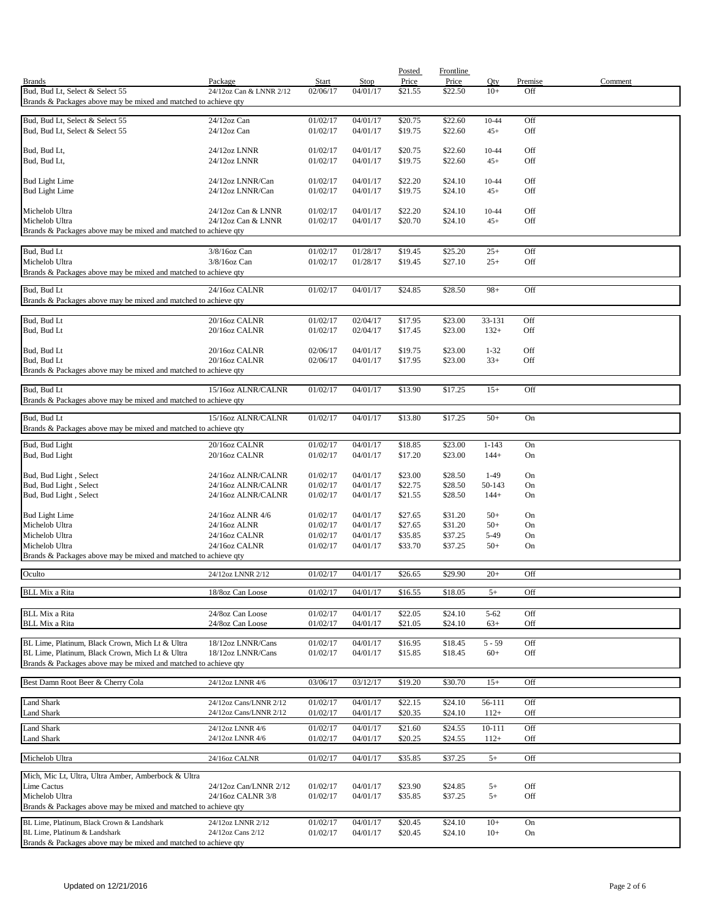| Brands | Package | Start | Stop | Posted Price | Frontline Price | Qty | Premise | Comment |
|---|---|---|---|---|---|---|---|---|
| Bud, Bud Lt, Select & Select 55 | 24/12oz Can & LNNR 2/12 | 02/06/17 | 04/01/17 | $21.55 | $22.50 | 10+ | Off | |
| Brands & Packages above may be mixed and matched to achieve qty | | | | | | | | |
| Bud, Bud Lt, Select & Select 55 | 24/12oz Can | 01/02/17 | 04/01/17 | $20.75 | $22.60 | 10-44 | Off | |
| Bud, Bud Lt, Select & Select 55 | 24/12oz Can | 01/02/17 | 04/01/17 | $19.75 | $22.60 | 45+ | Off | |
| Bud, Bud Lt, | 24/12oz LNNR | 01/02/17 | 04/01/17 | $20.75 | $22.60 | 10-44 | Off | |
| Bud, Bud Lt, | 24/12oz LNNR | 01/02/17 | 04/01/17 | $19.75 | $22.60 | 45+ | Off | |
| Bud Light Lime | 24/12oz LNNR/Can | 01/02/17 | 04/01/17 | $22.20 | $24.10 | 10-44 | Off | |
| Bud Light Lime | 24/12oz LNNR/Can | 01/02/17 | 04/01/17 | $19.75 | $24.10 | 45+ | Off | |
| Michelob Ultra | 24/12oz Can & LNNR | 01/02/17 | 04/01/17 | $22.20 | $24.10 | 10-44 | Off | |
| Michelob Ultra | 24/12oz Can & LNNR | 01/02/17 | 04/01/17 | $20.70 | $24.10 | 45+ | Off | |
| Brands & Packages above may be mixed and matched to achieve qty | | | | | | | | |
| Bud, Bud Lt | 3/8/16oz Can | 01/02/17 | 01/28/17 | $19.45 | $25.20 | 25+ | Off | |
| Michelob Ultra | 3/8/16oz Can | 01/02/17 | 01/28/17 | $19.45 | $27.10 | 25+ | Off | |
| Brands & Packages above may be mixed and matched to achieve qty | | | | | | | | |
| Bud, Bud Lt | 24/16oz CALNR | 01/02/17 | 04/01/17 | $24.85 | $28.50 | 98+ | Off | |
| Brands & Packages above may be mixed and matched to achieve qty | | | | | | | | |
| Bud, Bud Lt | 20/16oz CALNR | 01/02/17 | 02/04/17 | $17.95 | $23.00 | 33-131 | Off | |
| Bud, Bud Lt | 20/16oz CALNR | 01/02/17 | 02/04/17 | $17.45 | $23.00 | 132+ | Off | |
| Bud, Bud Lt | 20/16oz CALNR | 02/06/17 | 04/01/17 | $19.75 | $23.00 | 1-32 | Off | |
| Bud, Bud Lt | 20/16oz CALNR | 02/06/17 | 04/01/17 | $17.95 | $23.00 | 33+ | Off | |
| Brands & Packages above may be mixed and matched to achieve qty | | | | | | | | |
| Bud, Bud Lt | 15/16oz ALNR/CALNR | 01/02/17 | 04/01/17 | $13.90 | $17.25 | 15+ | Off | |
| Brands & Packages above may be mixed and matched to achieve qty | | | | | | | | |
| Bud, Bud Lt | 15/16oz ALNR/CALNR | 01/02/17 | 04/01/17 | $13.80 | $17.25 | 50+ | On | |
| Brands & Packages above may be mixed and matched to achieve qty | | | | | | | | |
| Bud, Bud Light | 20/16oz CALNR | 01/02/17 | 04/01/17 | $18.85 | $23.00 | 1-143 | On | |
| Bud, Bud Light | 20/16oz CALNR | 01/02/17 | 04/01/17 | $17.20 | $23.00 | 144+ | On | |
| Bud, Bud Light , Select | 24/16oz ALNR/CALNR | 01/02/17 | 04/01/17 | $23.00 | $28.50 | 1-49 | On | |
| Bud, Bud Light , Select | 24/16oz ALNR/CALNR | 01/02/17 | 04/01/17 | $22.75 | $28.50 | 50-143 | On | |
| Bud, Bud Light , Select | 24/16oz ALNR/CALNR | 01/02/17 | 04/01/17 | $21.55 | $28.50 | 144+ | On | |
| Bud Light Lime | 24/16oz ALNR 4/6 | 01/02/17 | 04/01/17 | $27.65 | $31.20 | 50+ | On | |
| Michelob Ultra | 24/16oz ALNR | 01/02/17 | 04/01/17 | $27.65 | $31.20 | 50+ | On | |
| Michelob Ultra | 24/16oz CALNR | 01/02/17 | 04/01/17 | $35.85 | $37.25 | 5-49 | On | |
| Michelob Ultra | 24/16oz CALNR | 01/02/17 | 04/01/17 | $33.70 | $37.25 | 50+ | On | |
| Brands & Packages above may be mixed and matched to achieve qty | | | | | | | | |
| Oculto | 24/12oz LNNR 2/12 | 01/02/17 | 04/01/17 | $26.65 | $29.90 | 20+ | Off | |
| BLL Mix a Rita | 18/8oz Can Loose | 01/02/17 | 04/01/17 | $16.55 | $18.05 | 5+ | Off | |
| BLL Mix a Rita | 24/8oz Can Loose | 01/02/17 | 04/01/17 | $22.05 | $24.10 | 5-62 | Off | |
| BLL Mix a Rita | 24/8oz Can Loose | 01/02/17 | 04/01/17 | $21.05 | $24.10 | 63+ | Off | |
| BL Lime, Platinum, Black Crown, Mich Lt & Ultra | 18/12oz LNNR/Cans | 01/02/17 | 04/01/17 | $16.95 | $18.45 | 5 - 59 | Off | |
| BL Lime, Platinum, Black Crown, Mich Lt & Ultra | 18/12oz LNNR/Cans | 01/02/17 | 04/01/17 | $15.85 | $18.45 | 60+ | Off | |
| Brands & Packages above may be mixed and matched to achieve qty | | | | | | | | |
| Best Damn Root Beer & Cherry Cola | 24/12oz LNNR 4/6 | 03/06/17 | 03/12/17 | $19.20 | $30.70 | 15+ | Off | |
| Land Shark | 24/12oz Cans/LNNR 2/12 | 01/02/17 | 04/01/17 | $22.15 | $24.10 | 56-111 | Off | |
| Land Shark | 24/12oz Cans/LNNR 2/12 | 01/02/17 | 04/01/17 | $20.35 | $24.10 | 112+ | Off | |
| Land Shark | 24/12oz LNNR 4/6 | 01/02/17 | 04/01/17 | $21.60 | $24.55 | 10-111 | Off | |
| Land Shark | 24/12oz LNNR 4/6 | 01/02/17 | 04/01/17 | $20.25 | $24.55 | 112+ | Off | |
| Michelob Ultra | 24/16oz CALNR | 01/02/17 | 04/01/17 | $35.85 | $37.25 | 5+ | Off | |
| Mich, Mic Lt, Ultra, Ultra Amber, Amberbock & Ultra Lime Cactus | 24/12oz Can/LNNR 2/12 | 01/02/17 | 04/01/17 | $23.90 | $24.85 | 5+ | Off | |
| Michelob Ultra | 24/16oz CALNR 3/8 | 01/02/17 | 04/01/17 | $35.85 | $37.25 | 5+ | Off | |
| Brands & Packages above may be mixed and matched to achieve qty | | | | | | | | |
| BL Lime, Platinum, Black Crown & Landshark | 24/12oz LNNR 2/12 | 01/02/17 | 04/01/17 | $20.45 | $24.10 | 10+ | On | |
| BL Lime, Platinum & Landshark | 24/12oz Cans 2/12 | 01/02/17 | 04/01/17 | $20.45 | $24.10 | 10+ | On | |
| Brands & Packages above may be mixed and matched to achieve qty | | | | | | | | |

Updated on 12/21/2016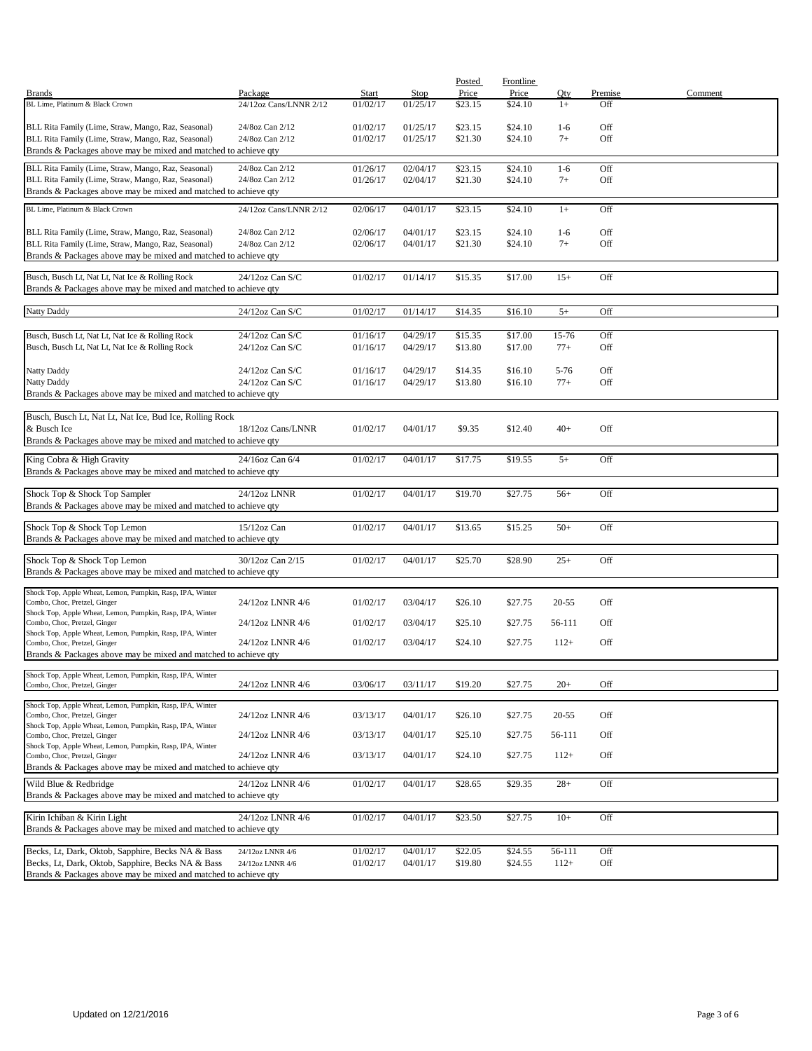| Brands | Package | Start | Stop | Posted Price | Frontline Price | Qty | Premise | Comment |
|---|---|---|---|---|---|---|---|---|
| BL Lime, Platinum & Black Crown | 24/12oz Cans/LNNR 2/12 | 01/02/17 | 01/25/17 | $23.15 | $24.10 | 1+ | Off | |
| BLL Rita Family (Lime, Straw, Mango, Raz, Seasonal) | 24/8oz Can 2/12 | 01/02/17 | 01/25/17 | $23.15 | $24.10 | 1-6 | Off | |
| BLL Rita Family (Lime, Straw, Mango, Raz, Seasonal) | 24/8oz Can 2/12 | 01/02/17 | 01/25/17 | $21.30 | $24.10 | 7+ | Off | |
| Brands & Packages above may be mixed and matched to achieve qty | | | | | | | | |
| BLL Rita Family (Lime, Straw, Mango, Raz, Seasonal) | 24/8oz Can 2/12 | 01/26/17 | 02/04/17 | $23.15 | $24.10 | 1-6 | Off | |
| BLL Rita Family (Lime, Straw, Mango, Raz, Seasonal) | 24/8oz Can 2/12 | 01/26/17 | 02/04/17 | $21.30 | $24.10 | 7+ | Off | |
| Brands & Packages above may be mixed and matched to achieve qty | | | | | | | | |
| BL Lime, Platinum & Black Crown | 24/12oz Cans/LNNR 2/12 | 02/06/17 | 04/01/17 | $23.15 | $24.10 | 1+ | Off | |
| BLL Rita Family (Lime, Straw, Mango, Raz, Seasonal) | 24/8oz Can 2/12 | 02/06/17 | 04/01/17 | $23.15 | $24.10 | 1-6 | Off | |
| BLL Rita Family (Lime, Straw, Mango, Raz, Seasonal) | 24/8oz Can 2/12 | 02/06/17 | 04/01/17 | $21.30 | $24.10 | 7+ | Off | |
| Brands & Packages above may be mixed and matched to achieve qty | | | | | | | | |
| Busch, Busch Lt, Nat Lt, Nat Ice & Rolling Rock | 24/12oz Can S/C | 01/02/17 | 01/14/17 | $15.35 | $17.00 | 15+ | Off | |
| Brands & Packages above may be mixed and matched to achieve qty | | | | | | | | |
| Natty Daddy | 24/12oz Can S/C | 01/02/17 | 01/14/17 | $14.35 | $16.10 | 5+ | Off | |
| Busch, Busch Lt, Nat Lt, Nat Ice & Rolling Rock | 24/12oz Can S/C | 01/16/17 | 04/29/17 | $15.35 | $17.00 | 15-76 | Off | |
| Busch, Busch Lt, Nat Lt, Nat Ice & Rolling Rock | 24/12oz Can S/C | 01/16/17 | 04/29/17 | $13.80 | $17.00 | 77+ | Off | |
| Natty Daddy | 24/12oz Can S/C | 01/16/17 | 04/29/17 | $14.35 | $16.10 | 5-76 | Off | |
| Natty Daddy | 24/12oz Can S/C | 01/16/17 | 04/29/17 | $13.80 | $16.10 | 77+ | Off | |
| Brands & Packages above may be mixed and matched to achieve qty | | | | | | | | |
| Busch, Busch Lt, Nat Lt, Nat Ice, Bud Ice, Rolling Rock & Busch Ice | 18/12oz Cans/LNNR | 01/02/17 | 04/01/17 | $9.35 | $12.40 | 40+ | Off | |
| Brands & Packages above may be mixed and matched to achieve qty | | | | | | | | |
| King Cobra & High Gravity | 24/16oz Can 6/4 | 01/02/17 | 04/01/17 | $17.75 | $19.55 | 5+ | Off | |
| Brands & Packages above may be mixed and matched to achieve qty | | | | | | | | |
| Shock Top & Shock Top Sampler | 24/12oz LNNR | 01/02/17 | 04/01/17 | $19.70 | $27.75 | 56+ | Off | |
| Brands & Packages above may be mixed and matched to achieve qty | | | | | | | | |
| Shock Top & Shock Top Lemon | 15/12oz Can | 01/02/17 | 04/01/17 | $13.65 | $15.25 | 50+ | Off | |
| Brands & Packages above may be mixed and matched to achieve qty | | | | | | | | |
| Shock Top & Shock Top Lemon | 30/12oz Can 2/15 | 01/02/17 | 04/01/17 | $25.70 | $28.90 | 25+ | Off | |
| Brands & Packages above may be mixed and matched to achieve qty | | | | | | | | |
| Shock Top, Apple Wheat, Lemon, Pumpkin, Rasp, IPA, Winter Combo, Choc, Pretzel, Ginger | 24/12oz LNNR 4/6 | 01/02/17 | 03/04/17 | $26.10 | $27.75 | 20-55 | Off | |
| Shock Top, Apple Wheat, Lemon, Pumpkin, Rasp, IPA, Winter Combo, Choc, Pretzel, Ginger | 24/12oz LNNR 4/6 | 01/02/17 | 03/04/17 | $25.10 | $27.75 | 56-111 | Off | |
| Shock Top, Apple Wheat, Lemon, Pumpkin, Rasp, IPA, Winter Combo, Choc, Pretzel, Ginger | 24/12oz LNNR 4/6 | 01/02/17 | 03/04/17 | $24.10 | $27.75 | 112+ | Off | |
| Brands & Packages above may be mixed and matched to achieve qty | | | | | | | | |
| Shock Top, Apple Wheat, Lemon, Pumpkin, Rasp, IPA, Winter Combo, Choc, Pretzel, Ginger | 24/12oz LNNR 4/6 | 03/06/17 | 03/11/17 | $19.20 | $27.75 | 20+ | Off | |
| Shock Top, Apple Wheat, Lemon, Pumpkin, Rasp, IPA, Winter Combo, Choc, Pretzel, Ginger | 24/12oz LNNR 4/6 | 03/13/17 | 04/01/17 | $26.10 | $27.75 | 20-55 | Off | |
| Shock Top, Apple Wheat, Lemon, Pumpkin, Rasp, IPA, Winter Combo, Choc, Pretzel, Ginger | 24/12oz LNNR 4/6 | 03/13/17 | 04/01/17 | $25.10 | $27.75 | 56-111 | Off | |
| Shock Top, Apple Wheat, Lemon, Pumpkin, Rasp, IPA, Winter Combo, Choc, Pretzel, Ginger | 24/12oz LNNR 4/6 | 03/13/17 | 04/01/17 | $24.10 | $27.75 | 112+ | Off | |
| Brands & Packages above may be mixed and matched to achieve qty | | | | | | | | |
| Wild Blue & Redbridge | 24/12oz LNNR 4/6 | 01/02/17 | 04/01/17 | $28.65 | $29.35 | 28+ | Off | |
| Brands & Packages above may be mixed and matched to achieve qty | | | | | | | | |
| Kirin Ichiban & Kirin Light | 24/12oz LNNR 4/6 | 01/02/17 | 04/01/17 | $23.50 | $27.75 | 10+ | Off | |
| Brands & Packages above may be mixed and matched to achieve qty | | | | | | | | |
| Becks, Lt, Dark, Oktob, Sapphire, Becks NA & Bass | 24/12oz LNNR 4/6 | 01/02/17 | 04/01/17 | $22.05 | $24.55 | 56-111 | Off | |
| Becks, Lt, Dark, Oktob, Sapphire, Becks NA & Bass | 24/12oz LNNR 4/6 | 01/02/17 | 04/01/17 | $19.80 | $24.55 | 112+ | Off | |
| Brands & Packages above may be mixed and matched to achieve qty | | | | | | | | |

Updated on 12/21/2016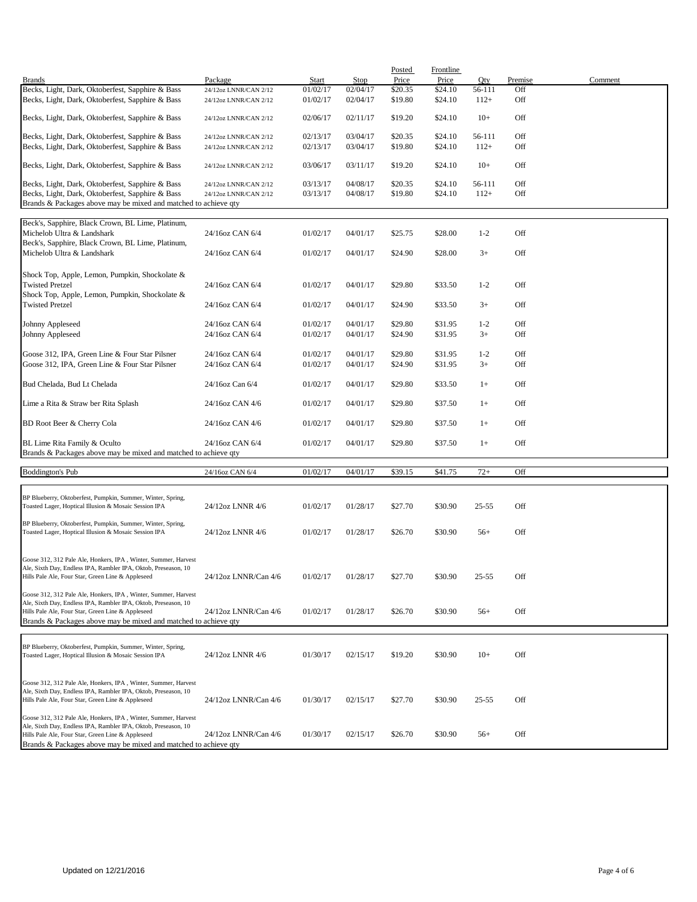| Brands | Package | Start | Stop | Posted Price | Frontline Price | Qty | Premise | Comment |
|---|---|---|---|---|---|---|---|---|
| Becks, Light, Dark, Oktoberfest, Sapphire & Bass | 24/12oz LNNR/CAN 2/12 | 01/02/17 | 02/04/17 | $20.35 | $24.10 | 56-111 | Off | |
| Becks, Light, Dark, Oktoberfest, Sapphire & Bass | 24/12oz LNNR/CAN 2/12 | 01/02/17 | 02/04/17 | $19.80 | $24.10 | 112+ | Off | |
| Becks, Light, Dark, Oktoberfest, Sapphire & Bass | 24/12oz LNNR/CAN 2/12 | 02/06/17 | 02/11/17 | $19.20 | $24.10 | 10+ | Off | |
| Becks, Light, Dark, Oktoberfest, Sapphire & Bass | 24/12oz LNNR/CAN 2/12 | 02/13/17 | 03/04/17 | $20.35 | $24.10 | 56-111 | Off | |
| Becks, Light, Dark, Oktoberfest, Sapphire & Bass | 24/12oz LNNR/CAN 2/12 | 02/13/17 | 03/04/17 | $19.80 | $24.10 | 112+ | Off | |
| Becks, Light, Dark, Oktoberfest, Sapphire & Bass | 24/12oz LNNR/CAN 2/12 | 03/06/17 | 03/11/17 | $19.20 | $24.10 | 10+ | Off | |
| Becks, Light, Dark, Oktoberfest, Sapphire & Bass | 24/12oz LNNR/CAN 2/12 | 03/13/17 | 04/08/17 | $20.35 | $24.10 | 56-111 | Off | |
| Becks, Light, Dark, Oktoberfest, Sapphire & Bass | 24/12oz LNNR/CAN 2/12 | 03/13/17 | 04/08/17 | $19.80 | $24.10 | 112+ | Off | |
| Brands & Packages above may be mixed and matched to achieve qty | | | | | | | | |
| Beck's, Sapphire, Black Crown, BL Lime, Platinum, Michelob Ultra & Landshark | 24/16oz CAN 6/4 | 01/02/17 | 04/01/17 | $25.75 | $28.00 | 1-2 | Off | |
| Beck's, Sapphire, Black Crown, BL Lime, Platinum, Michelob Ultra & Landshark | 24/16oz CAN 6/4 | 01/02/17 | 04/01/17 | $24.90 | $28.00 | 3+ | Off | |
| Shock Top, Apple, Lemon, Pumpkin, Shockolate & Twisted Pretzel | 24/16oz CAN 6/4 | 01/02/17 | 04/01/17 | $29.80 | $33.50 | 1-2 | Off | |
| Shock Top, Apple, Lemon, Pumpkin, Shockolate & Twisted Pretzel | 24/16oz CAN 6/4 | 01/02/17 | 04/01/17 | $24.90 | $33.50 | 3+ | Off | |
| Johnny Appleseed | 24/16oz CAN 6/4 | 01/02/17 | 04/01/17 | $29.80 | $31.95 | 1-2 | Off | |
| Johnny Appleseed | 24/16oz CAN 6/4 | 01/02/17 | 04/01/17 | $24.90 | $31.95 | 3+ | Off | |
| Goose 312, IPA, Green Line & Four Star Pilsner | 24/16oz CAN 6/4 | 01/02/17 | 04/01/17 | $29.80 | $31.95 | 1-2 | Off | |
| Goose 312, IPA, Green Line & Four Star Pilsner | 24/16oz CAN 6/4 | 01/02/17 | 04/01/17 | $24.90 | $31.95 | 3+ | Off | |
| Bud Chelada, Bud Lt Chelada | 24/16oz Can 6/4 | 01/02/17 | 04/01/17 | $29.80 | $33.50 | 1+ | Off | |
| Lime a Rita & Straw ber Rita Splash | 24/16oz CAN 4/6 | 01/02/17 | 04/01/17 | $29.80 | $37.50 | 1+ | Off | |
| BD Root Beer & Cherry Cola | 24/16oz CAN 4/6 | 01/02/17 | 04/01/17 | $29.80 | $37.50 | 1+ | Off | |
| BL Lime Rita Family & Oculto | 24/16oz CAN 6/4 | 01/02/17 | 04/01/17 | $29.80 | $37.50 | 1+ | Off | |
| Brands & Packages above may be mixed and matched to achieve qty | | | | | | | | |
| Boddington's Pub | 24/16oz CAN 6/4 | 01/02/17 | 04/01/17 | $39.15 | $41.75 | 72+ | Off | |
| BP Blueberry, Oktoberfest, Pumpkin, Summer, Winter, Spring, Toasted Lager, Hoptical Illusion & Mosaic Session IPA | 24/12oz LNNR 4/6 | 01/02/17 | 01/28/17 | $27.70 | $30.90 | 25-55 | Off | |
| BP Blueberry, Oktoberfest, Pumpkin, Summer, Winter, Spring, Toasted Lager, Hoptical Illusion & Mosaic Session IPA | 24/12oz LNNR 4/6 | 01/02/17 | 01/28/17 | $26.70 | $30.90 | 56+ | Off | |
| Goose 312, 312 Pale Ale, Honkers, IPA , Winter, Summer, Harvest Ale, Sixth Day, Endless IPA, Rambler IPA, Oktob, Preseason, 10 Hills Pale Ale, Four Star, Green Line & Appleseed | 24/12oz LNNR/Can 4/6 | 01/02/17 | 01/28/17 | $27.70 | $30.90 | 25-55 | Off | |
| Goose 312, 312 Pale Ale, Honkers, IPA , Winter, Summer, Harvest Ale, Sixth Day, Endless IPA, Rambler IPA, Oktob, Preseason, 10 Hills Pale Ale, Four Star, Green Line & Appleseed | 24/12oz LNNR/Can 4/6 | 01/02/17 | 01/28/17 | $26.70 | $30.90 | 56+ | Off | |
| Brands & Packages above may be mixed and matched to achieve qty | | | | | | | | |
| BP Blueberry, Oktoberfest, Pumpkin, Summer, Winter, Spring, Toasted Lager, Hoptical Illusion & Mosaic Session IPA | 24/12oz LNNR 4/6 | 01/30/17 | 02/15/17 | $19.20 | $30.90 | 10+ | Off | |
| Goose 312, 312 Pale Ale, Honkers, IPA , Winter, Summer, Harvest Ale, Sixth Day, Endless IPA, Rambler IPA, Oktob, Preseason, 10 Hills Pale Ale, Four Star, Green Line & Appleseed | 24/12oz LNNR/Can 4/6 | 01/30/17 | 02/15/17 | $27.70 | $30.90 | 25-55 | Off | |
| Goose 312, 312 Pale Ale, Honkers, IPA , Winter, Summer, Harvest Ale, Sixth Day, Endless IPA, Rambler IPA, Oktob, Preseason, 10 Hills Pale Ale, Four Star, Green Line & Appleseed | 24/12oz LNNR/Can 4/6 | 01/30/17 | 02/15/17 | $26.70 | $30.90 | 56+ | Off | |
| Brands & Packages above may be mixed and matched to achieve qty | | | | | | | | |

Updated on 12/21/2016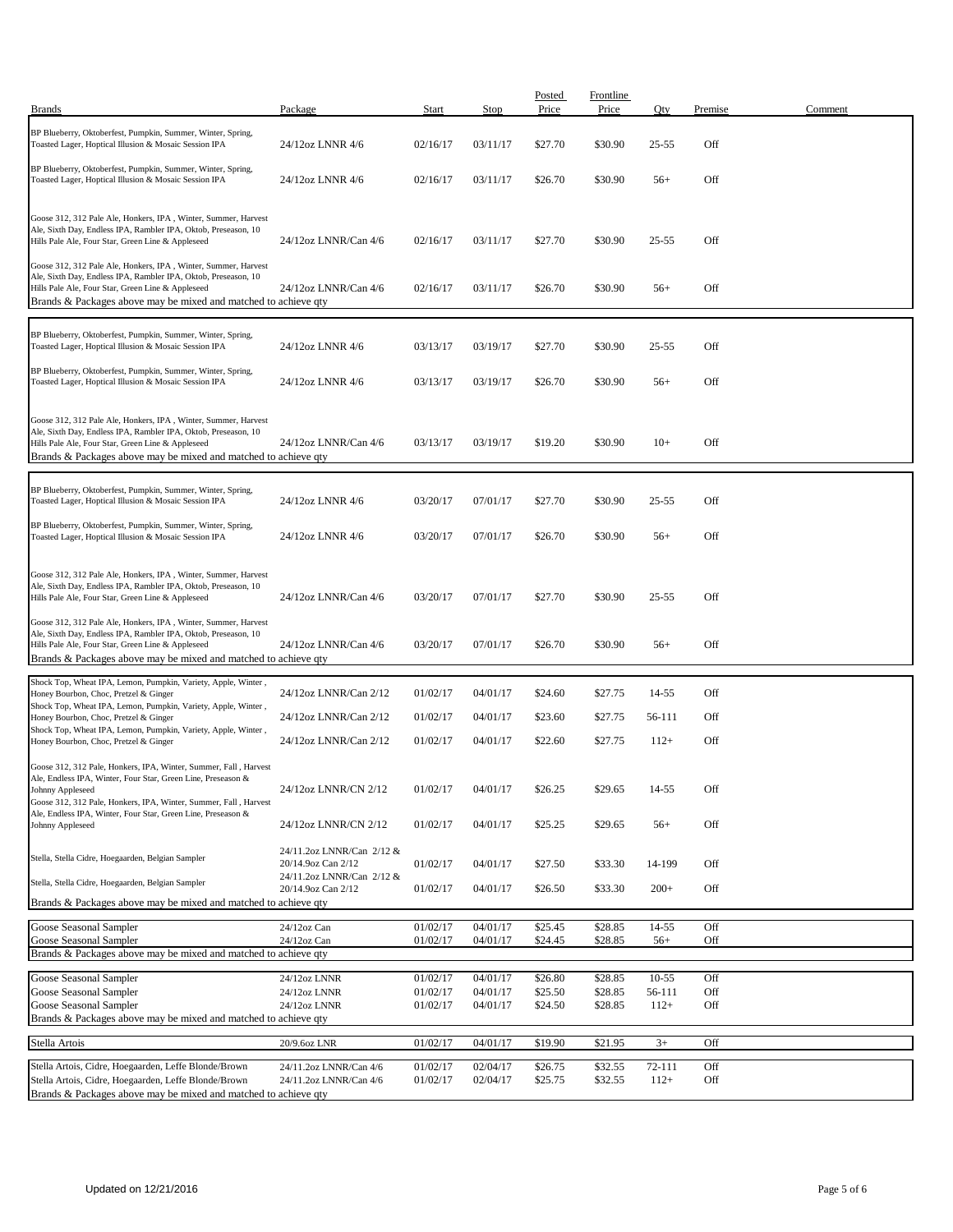| Brands | Package | Start | Stop | Posted Price | Frontline Price | Qty | Premise | Comment |
|---|---|---|---|---|---|---|---|---|
| BP Blueberry, Oktoberfest, Pumpkin, Summer, Winter, Spring, Toasted Lager, Hoptical Illusion & Mosaic Session IPA | 24/12oz LNNR 4/6 | 02/16/17 | 03/11/17 | $27.70 | $30.90 | 25-55 | Off | |
| BP Blueberry, Oktoberfest, Pumpkin, Summer, Winter, Spring, Toasted Lager, Hoptical Illusion & Mosaic Session IPA | 24/12oz LNNR 4/6 | 02/16/17 | 03/11/17 | $26.70 | $30.90 | 56+ | Off | |
| Goose 312, 312 Pale Ale, Honkers, IPA , Winter, Summer, Harvest Ale, Sixth Day, Endless IPA, Rambler IPA, Oktob, Preseason, 10 Hills Pale Ale, Four Star, Green Line & Appleseed | 24/12oz LNNR/Can 4/6 | 02/16/17 | 03/11/17 | $27.70 | $30.90 | 25-55 | Off | |
| Goose 312, 312 Pale Ale, Honkers, IPA , Winter, Summer, Harvest Ale, Sixth Day, Endless IPA, Rambler IPA, Oktob, Preseason, 10 Hills Pale Ale, Four Star, Green Line & Appleseed | 24/12oz LNNR/Can 4/6 | 02/16/17 | 03/11/17 | $26.70 | $30.90 | 56+ | Off | |
| Brands & Packages above may be mixed and matched to achieve qty | | | | | | | | |
| BP Blueberry, Oktoberfest, Pumpkin, Summer, Winter, Spring, Toasted Lager, Hoptical Illusion & Mosaic Session IPA | 24/12oz LNNR 4/6 | 03/13/17 | 03/19/17 | $27.70 | $30.90 | 25-55 | Off | |
| BP Blueberry, Oktoberfest, Pumpkin, Summer, Winter, Spring, Toasted Lager, Hoptical Illusion & Mosaic Session IPA | 24/12oz LNNR 4/6 | 03/13/17 | 03/19/17 | $26.70 | $30.90 | 56+ | Off | |
| Goose 312, 312 Pale Ale, Honkers, IPA , Winter, Summer, Harvest Ale, Sixth Day, Endless IPA, Rambler IPA, Oktob, Preseason, 10 Hills Pale Ale, Four Star, Green Line & Appleseed | 24/12oz LNNR/Can 4/6 | 03/13/17 | 03/19/17 | $19.20 | $30.90 | 10+ | Off | |
| Brands & Packages above may be mixed and matched to achieve qty | | | | | | | | |
| BP Blueberry, Oktoberfest, Pumpkin, Summer, Winter, Spring, Toasted Lager, Hoptical Illusion & Mosaic Session IPA | 24/12oz LNNR 4/6 | 03/20/17 | 07/01/17 | $27.70 | $30.90 | 25-55 | Off | |
| BP Blueberry, Oktoberfest, Pumpkin, Summer, Winter, Spring, Toasted Lager, Hoptical Illusion & Mosaic Session IPA | 24/12oz LNNR 4/6 | 03/20/17 | 07/01/17 | $26.70 | $30.90 | 56+ | Off | |
| Goose 312, 312 Pale Ale, Honkers, IPA , Winter, Summer, Harvest Ale, Sixth Day, Endless IPA, Rambler IPA, Oktob, Preseason, 10 Hills Pale Ale, Four Star, Green Line & Appleseed | 24/12oz LNNR/Can 4/6 | 03/20/17 | 07/01/17 | $27.70 | $30.90 | 25-55 | Off | |
| Goose 312, 312 Pale Ale, Honkers, IPA , Winter, Summer, Harvest Ale, Sixth Day, Endless IPA, Rambler IPA, Oktob, Preseason, 10 Hills Pale Ale, Four Star, Green Line & Appleseed | 24/12oz LNNR/Can 4/6 | 03/20/17 | 07/01/17 | $26.70 | $30.90 | 56+ | Off | |
| Brands & Packages above may be mixed and matched to achieve qty | | | | | | | | |
| Shock Top, Wheat IPA, Lemon, Pumpkin, Variety, Apple, Winter , Honey Bourbon, Choc, Pretzel & Ginger | 24/12oz LNNR/Can 2/12 | 01/02/17 | 04/01/17 | $24.60 | $27.75 | 14-55 | Off | |
| Shock Top, Wheat IPA, Lemon, Pumpkin, Variety, Apple, Winter , Honey Bourbon, Choc, Pretzel & Ginger | 24/12oz LNNR/Can 2/12 | 01/02/17 | 04/01/17 | $23.60 | $27.75 | 56-111 | Off | |
| Shock Top, Wheat IPA, Lemon, Pumpkin, Variety, Apple, Winter , Honey Bourbon, Choc, Pretzel & Ginger | 24/12oz LNNR/Can 2/12 | 01/02/17 | 04/01/17 | $22.60 | $27.75 | 112+ | Off | |
| Goose 312, 312 Pale, Honkers, IPA, Winter, Summer, Fall , Harvest Ale, Endless IPA, Winter, Four Star, Green Line, Preseason & Johnny Appleseed | 24/12oz LNNR/CN 2/12 | 01/02/17 | 04/01/17 | $26.25 | $29.65 | 14-55 | Off | |
| Goose 312, 312 Pale, Honkers, IPA, Winter, Summer, Fall , Harvest Ale, Endless IPA, Winter, Four Star, Green Line, Preseason & Johnny Appleseed | 24/12oz LNNR/CN 2/12 | 01/02/17 | 04/01/17 | $25.25 | $29.65 | 56+ | Off | |
| Stella, Stella Cidre, Hoegaarden, Belgian Sampler | 24/11.2oz LNNR/Can 2/12 & 20/14.9oz Can 2/12 | 01/02/17 | 04/01/17 | $27.50 | $33.30 | 14-199 | Off | |
| Stella, Stella Cidre, Hoegaarden, Belgian Sampler | 24/11.2oz LNNR/Can 2/12 & 20/14.9oz Can 2/12 | 01/02/17 | 04/01/17 | $26.50 | $33.30 | 200+ | Off | |
| Brands & Packages above may be mixed and matched to achieve qty | | | | | | | | |
| Goose Seasonal Sampler | 24/12oz Can | 01/02/17 | 04/01/17 | $25.45 | $28.85 | 14-55 | Off | |
| Goose Seasonal Sampler | 24/12oz Can | 01/02/17 | 04/01/17 | $24.45 | $28.85 | 56+ | Off | |
| Brands & Packages above may be mixed and matched to achieve qty | | | | | | | | |
| Goose Seasonal Sampler | 24/12oz LNNR | 01/02/17 | 04/01/17 | $26.80 | $28.85 | 10-55 | Off | |
| Goose Seasonal Sampler | 24/12oz LNNR | 01/02/17 | 04/01/17 | $25.50 | $28.85 | 56-111 | Off | |
| Goose Seasonal Sampler | 24/12oz LNNR | 01/02/17 | 04/01/17 | $24.50 | $28.85 | 112+ | Off | |
| Brands & Packages above may be mixed and matched to achieve qty | | | | | | | | |
| Stella Artois | 20/9.6oz LNR | 01/02/17 | 04/01/17 | $19.90 | $21.95 | 3+ | Off | |
| Stella Artois, Cidre, Hoegaarden, Leffe Blonde/Brown | 24/11.2oz LNNR/Can 4/6 | 01/02/17 | 02/04/17 | $26.75 | $32.55 | 72-111 | Off | |
| Stella Artois, Cidre, Hoegaarden, Leffe Blonde/Brown | 24/11.2oz LNNR/Can 4/6 | 01/02/17 | 02/04/17 | $25.75 | $32.55 | 112+ | Off | |
| Brands & Packages above may be mixed and matched to achieve qty | | | | | | | | |

Updated on 12/21/2016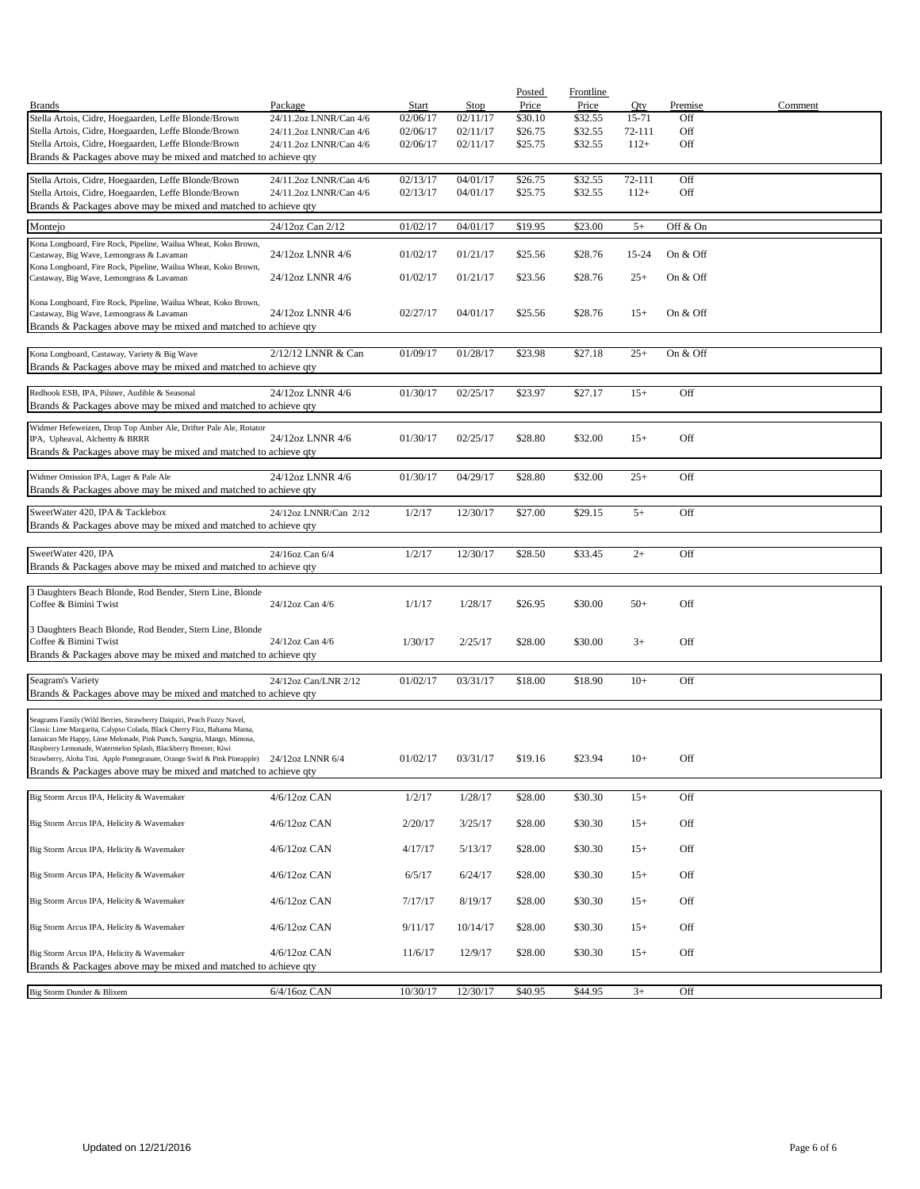| Brands | Package | Start | Stop | Posted Price | Frontline Price | Qty | Premise | Comment |
|---|---|---|---|---|---|---|---|---|
| Stella Artois, Cidre, Hoegaarden, Leffe Blonde/Brown | 24/11.2oz LNNR/Can 4/6 | 02/06/17 | 02/11/17 | $30.10 | $32.55 | 15-71 | Off | |
| Stella Artois, Cidre, Hoegaarden, Leffe Blonde/Brown | 24/11.2oz LNNR/Can 4/6 | 02/06/17 | 02/11/17 | $26.75 | $32.55 | 72-111 | Off | |
| Stella Artois, Cidre, Hoegaarden, Leffe Blonde/Brown | 24/11.2oz LNNR/Can 4/6 | 02/06/17 | 02/11/17 | $25.75 | $32.55 | 112+ | Off | |
| Brands & Packages above may be mixed and matched to achieve qty | | | | | | | | |
| Stella Artois, Cidre, Hoegaarden, Leffe Blonde/Brown | 24/11.2oz LNNR/Can 4/6 | 02/13/17 | 04/01/17 | $26.75 | $32.55 | 72-111 | Off | |
| Stella Artois, Cidre, Hoegaarden, Leffe Blonde/Brown | 24/11.2oz LNNR/Can 4/6 | 02/13/17 | 04/01/17 | $25.75 | $32.55 | 112+ | Off | |
| Brands & Packages above may be mixed and matched to achieve qty | | | | | | | | |
| Montejo | 24/12oz Can 2/12 | 01/02/17 | 04/01/17 | $19.95 | $23.00 | 5+ | Off & On | |
| Kona Longboard, Fire Rock, Pipeline, Wailua Wheat, Koko Brown, Castaway, Big Wave, Lemongrass & Lavaman | 24/12oz LNNR 4/6 | 01/02/17 | 01/21/17 | $25.56 | $28.76 | 15-24 | On & Off | |
| Kona Longboard, Fire Rock, Pipeline, Wailua Wheat, Koko Brown, Castaway, Big Wave, Lemongrass & Lavaman | 24/12oz LNNR 4/6 | 01/02/17 | 01/21/17 | $23.56 | $28.76 | 25+ | On & Off | |
| Kona Longboard, Fire Rock, Pipeline, Wailua Wheat, Koko Brown, Castaway, Big Wave, Lemongrass & Lavaman | 24/12oz LNNR 4/6 | 02/27/17 | 04/01/17 | $25.56 | $28.76 | 15+ | On & Off | |
| Brands & Packages above may be mixed and matched to achieve qty | | | | | | | | |
| Kona Longboard, Castaway, Variety & Big Wave | 2/12/12 LNNR & Can | 01/09/17 | 01/28/17 | $23.98 | $27.18 | 25+ | On & Off | |
| Brands & Packages above may be mixed and matched to achieve qty | | | | | | | | |
| Redhook ESB, IPA, Pilsner, Audible & Seasonal | 24/12oz LNNR 4/6 | 01/30/17 | 02/25/17 | $23.97 | $27.17 | 15+ | Off | |
| Brands & Packages above may be mixed and matched to achieve qty | | | | | | | | |
| Widmer Hefeweizen, Drop Top Amber Ale, Drifter Pale Ale, Rotator IPA, Upheaval, Alchemy & BRRR | 24/12oz LNNR 4/6 | 01/30/17 | 02/25/17 | $28.80 | $32.00 | 15+ | Off | |
| Brands & Packages above may be mixed and matched to achieve qty | | | | | | | | |
| Widmer Omission IPA, Lager & Pale Ale | 24/12oz LNNR 4/6 | 01/30/17 | 04/29/17 | $28.80 | $32.00 | 25+ | Off | |
| Brands & Packages above may be mixed and matched to achieve qty | | | | | | | | |
| SweetWater 420, IPA & Tacklebox | 24/12oz LNNR/Can 2/12 | 1/2/17 | 12/30/17 | $27.00 | $29.15 | 5+ | Off | |
| Brands & Packages above may be mixed and matched to achieve qty | | | | | | | | |
| SweetWater 420, IPA | 24/16oz Can 6/4 | 1/2/17 | 12/30/17 | $28.50 | $33.45 | 2+ | Off | |
| Brands & Packages above may be mixed and matched to achieve qty | | | | | | | | |
| 3 Daughters Beach Blonde, Rod Bender, Stern Line, Blonde Coffee & Bimini Twist | 24/12oz Can 4/6 | 1/1/17 | 1/28/17 | $26.95 | $30.00 | 50+ | Off | |
| 3 Daughters Beach Blonde, Rod Bender, Stern Line, Blonde Coffee & Bimini Twist | 24/12oz Can 4/6 | 1/30/17 | 2/25/17 | $28.00 | $30.00 | 3+ | Off | |
| Brands & Packages above may be mixed and matched to achieve qty | | | | | | | | |
| Seagram's Variety | 24/12oz Can/LNR 2/12 | 01/02/17 | 03/31/17 | $18.00 | $18.90 | 10+ | Off | |
| Brands & Packages above may be mixed and matched to achieve qty | | | | | | | | |
| Seagrams Family (Wild Berries, Strawberry Daiquiri, Peach Fuzzy Navel, Classic Lime Margarita, Calypso Colada, Black Cherry Fizz, Bahama Mama, Jamaican Me Happy, Lime Melonade, Pink Punch, Sangria, Mango, Mimosa, Raspberry Lemonade, Watermelon Splash, Blackberry Breezer, Kiwi Strawberry, Aloha Tini, Apple Pomegranate, Orange Swirl & Pink Pineapple) | 24/12oz LNNR 6/4 | 01/02/17 | 03/31/17 | $19.16 | $23.94 | 10+ | Off | |
| Brands & Packages above may be mixed and matched to achieve qty | | | | | | | | |
| Big Storm Arcus IPA, Helicity & Wavemaker | 4/6/12oz CAN | 1/2/17 | 1/28/17 | $28.00 | $30.30 | 15+ | Off | |
| Big Storm Arcus IPA, Helicity & Wavemaker | 4/6/12oz CAN | 2/20/17 | 3/25/17 | $28.00 | $30.30 | 15+ | Off | |
| Big Storm Arcus IPA, Helicity & Wavemaker | 4/6/12oz CAN | 4/17/17 | 5/13/17 | $28.00 | $30.30 | 15+ | Off | |
| Big Storm Arcus IPA, Helicity & Wavemaker | 4/6/12oz CAN | 6/5/17 | 6/24/17 | $28.00 | $30.30 | 15+ | Off | |
| Big Storm Arcus IPA, Helicity & Wavemaker | 4/6/12oz CAN | 7/17/17 | 8/19/17 | $28.00 | $30.30 | 15+ | Off | |
| Big Storm Arcus IPA, Helicity & Wavemaker | 4/6/12oz CAN | 9/11/17 | 10/14/17 | $28.00 | $30.30 | 15+ | Off | |
| Big Storm Arcus IPA, Helicity & Wavemaker | 4/6/12oz CAN | 11/6/17 | 12/9/17 | $28.00 | $30.30 | 15+ | Off | |
| Brands & Packages above may be mixed and matched to achieve qty | | | | | | | | |
| Big Storm Dunder & Blixem | 6/4/16oz CAN | 10/30/17 | 12/30/17 | $40.95 | $44.95 | 3+ | Off | |

Updated on 12/21/2016